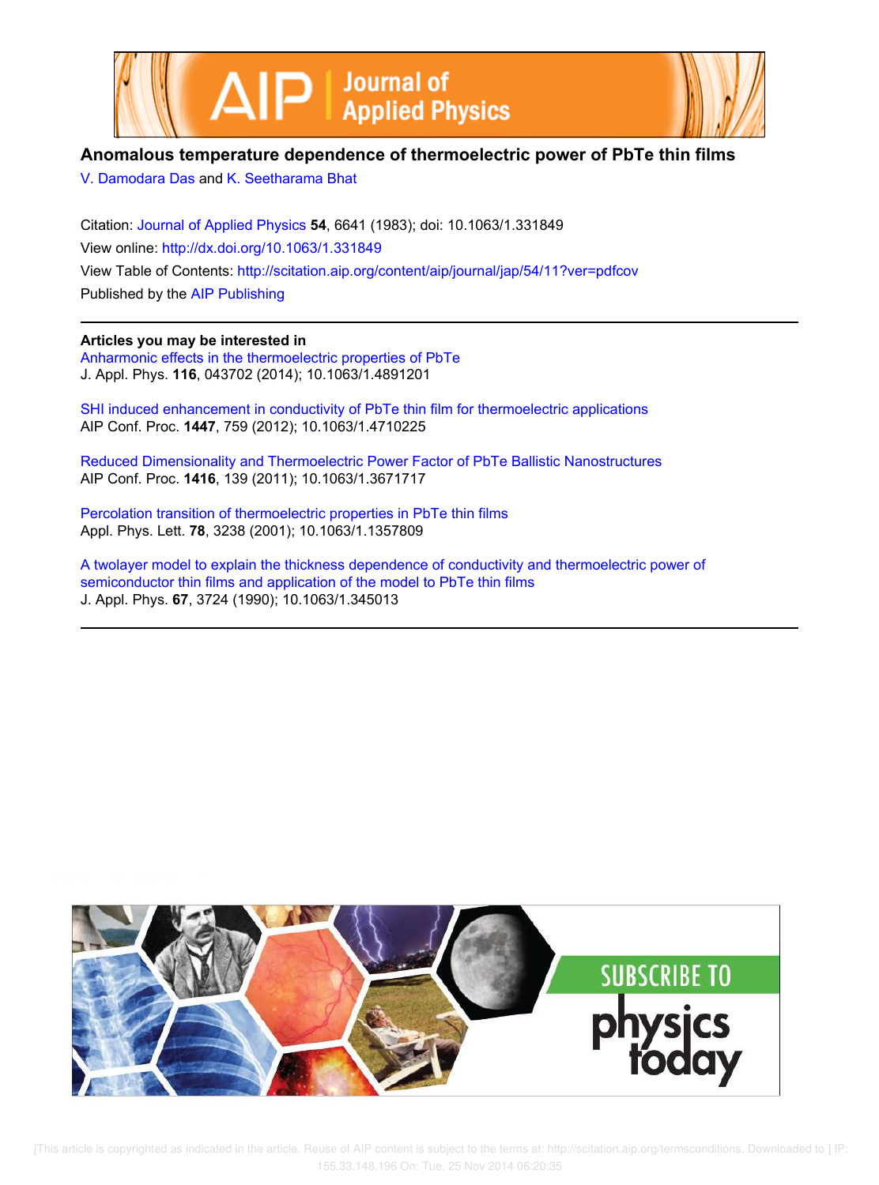# Anomalous temperature dependence of thermoelectric power of PbTe thin films

V. Damodara Das and K. Seetharama Bhat

Citation: Journal of Applied Physics **54**, 6641 (1983); doi: 10.1063/1.331849

View online: http://dx.doi.org/10.1063/1.331849

View Table of Contents: http://scitation.aip.org/content/aip/journal/jap/54/11?ver=pdfcov

Published by the AIP Publishing

**Articles you may be interested in**

Anharmonic effects in the thermoelectric properties of PbTe
J. Appl. Phys. **116**, 043702 (2014); 10.1063/1.4891201

SHI induced enhancement in conductivity of PbTe thin film for thermoelectric applications
AIP Conf. Proc. **1447**, 759 (2012); 10.1063/1.4710225

Reduced Dimensionality and Thermoelectric Power Factor of PbTe Ballistic Nanostructures
AIP Conf. Proc. **1416**, 139 (2011); 10.1063/1.3671717

Percolation transition of thermoelectric properties in PbTe thin films
Appl. Phys. Lett. **78**, 3238 (2001); 10.1063/1.1357809

A twolayer model to explain the thickness dependence of conductivity and thermoelectric power of semiconductor thin films and application of the model to PbTe thin films
J. Appl. Phys. **67**, 3724 (1990); 10.1063/1.345013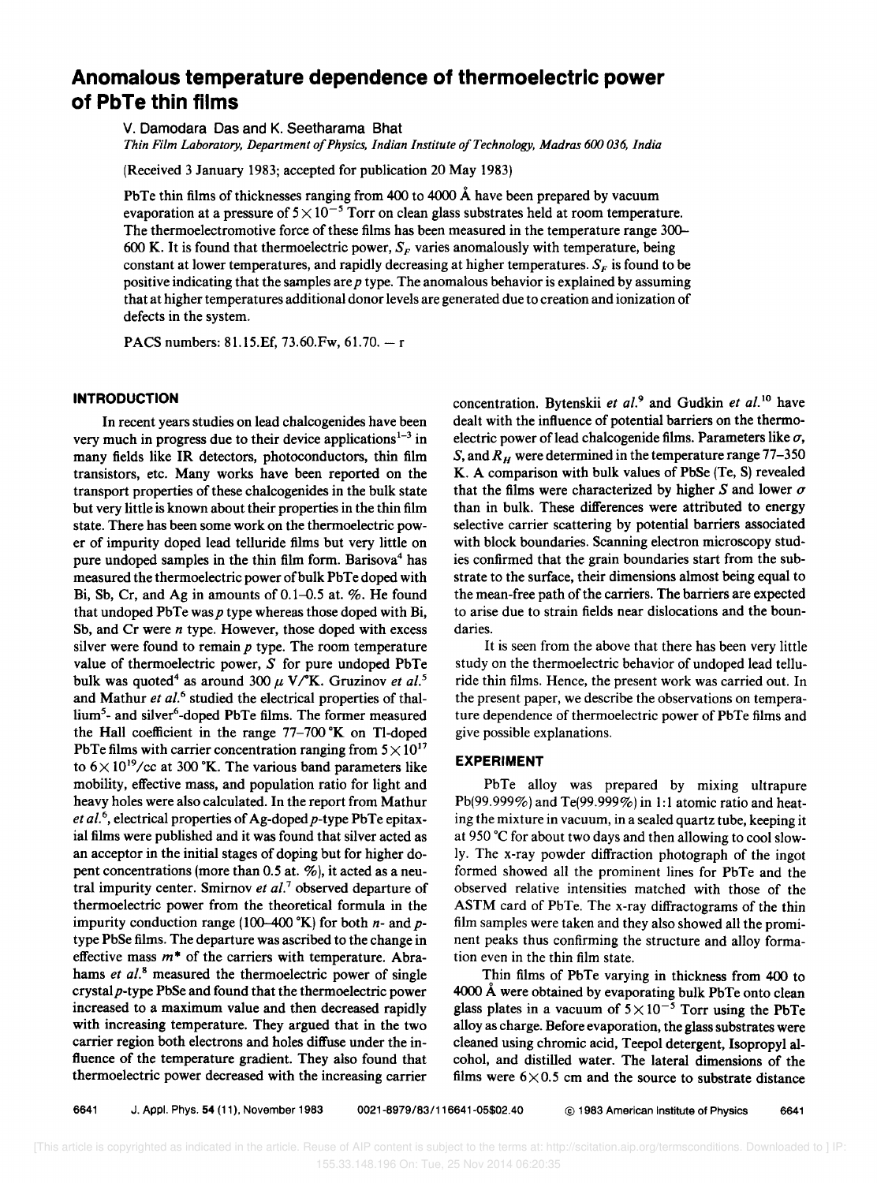# Anomalous temperature dependence of thermoelectric power of PbTe thin films

V. Damodara Das and K. Seetharama Bhat

*Thin Film Laboratory, Department of Physics, Indian Institute of Technology, Madras 600 036, India*

(Received 3 January 1983; accepted for publication 20 May 1983)

PbTe thin films of thicknesses ranging from 400 to 4000 Å have been prepared by vacuum evaporation at a pressure of $5\times10^{-5}$ Torr on clean glass substrates held at room temperature. The thermoelectromotive force of these films has been measured in the temperature range 300–600 K. It is found that thermoelectric power, $S_F$ varies anomalously with temperature, being constant at lower temperatures, and rapidly decreasing at higher temperatures. $S_F$ is found to be positive indicating that the samples are *p* type. The anomalous behavior is explained by assuming that at higher temperatures additional donor levels are generated due to creation and ionization of defects in the system.

PACS numbers: 81.15.Ef, 73.60.Fw, 61.70. – r

## INTRODUCTION

In recent years studies on lead chalcogenides have been very much in progress due to their device applications[1-3] in many fields like IR detectors, photoconductors, thin film transistors, etc. Many works have been reported on the transport properties of these chalcogenides in the bulk state but very little is known about their properties in the thin film state. There has been some work on the thermoelectric power of impurity doped lead telluride films but very little on pure undoped samples in the thin film form. Barisova[4] has measured the thermoelectric power of bulk PbTe doped with Bi, Sb, Cr, and Ag in amounts of 0.1–0.5 at. %. He found that undoped PbTe was *p* type whereas those doped with Bi, Sb, and Cr were *n* type. However, those doped with excess silver were found to remain *p* type. The room temperature value of thermoelectric power, *S* for pure undoped PbTe bulk was quoted[4] as around 300 $\mu$ V/°K. Gruzinov *et al.*[5] and Mathur *et al.*[6] studied the electrical properties of thallium[5]- and silver[6]-doped PbTe films. The former measured the Hall coefficient in the range 77–700 °K on Tl-doped PbTe films with carrier concentration ranging from $5\times10^{17}$ to $6\times10^{19}$/cc at 300 °K. The various band parameters like mobility, effective mass, and population ratio for light and heavy holes were also calculated. In the report from Mathur *et al.*[6], electrical properties of Ag-doped *p*-type PbTe epitaxial films were published and it was found that silver acted as an acceptor in the initial stages of doping but for higher dopent concentrations (more than 0.5 at. %), it acted as a neutral impurity center. Smirnov *et al.*[7] observed departure of thermoelectric power from the theoretical formula in the impurity conduction range (100–400 °K) for both *n*- and *p*-type PbSe films. The departure was ascribed to the change in effective mass $m^*$ of the carriers with temperature. Abrahams *et al.*[8] measured the thermoelectric power of single crystal *p*-type PbSe and found that the thermoelectric power increased to a maximum value and then decreased rapidly with increasing temperature. They argued that in the two carrier region both electrons and holes diffuse under the influence of the temperature gradient. They also found that thermoelectric power decreased with the increasing carrier concentration. Bytenskii *et al.*[9] and Gudkin *et al.*[10] have dealt with the influence of potential barriers on the thermoelectric power of lead chalcogenide films. Parameters like $\sigma$, *S*, and $R_H$ were determined in the temperature range 77–350 K. A comparison with bulk values of PbSe (Te, S) revealed that the films were characterized by higher *S* and lower $\sigma$ than in bulk. These differences were attributed to energy selective carrier scattering by potential barriers associated with block boundaries. Scanning electron microscopy studies confirmed that the grain boundaries start from the substrate to the surface, their dimensions almost being equal to the mean-free path of the carriers. The barriers are expected to arise due to strain fields near dislocations and the boundaries.

It is seen from the above that there has been very little study on the thermoelectric behavior of undoped lead telluride thin films. Hence, the present work was carried out. In the present paper, we describe the observations on temperature dependence of thermoelectric power of PbTe films and give possible explanations.

## EXPERIMENT

PbTe alloy was prepared by mixing ultrapure Pb(99.999%) and Te(99.999%) in 1:1 atomic ratio and heating the mixture in vacuum, in a sealed quartz tube, keeping it at 950 °C for about two days and then allowing to cool slowly. The x-ray powder diffraction photograph of the ingot formed showed all the prominent lines for PbTe and the observed relative intensities matched with those of the ASTM card of PbTe. The x-ray diffractograms of the thin film samples were taken and they also showed all the prominent peaks thus confirming the structure and alloy formation even in the thin film state.

Thin films of PbTe varying in thickness from 400 to 4000 Å were obtained by evaporating bulk PbTe onto clean glass plates in a vacuum of $5\times10^{-5}$ Torr using the PbTe alloy as charge. Before evaporation, the glass substrates were cleaned using chromic acid, Teepol detergent, Isopropyl alcohol, and distilled water. The lateral dimensions of the films were $6\times0.5$ cm and the source to substrate distance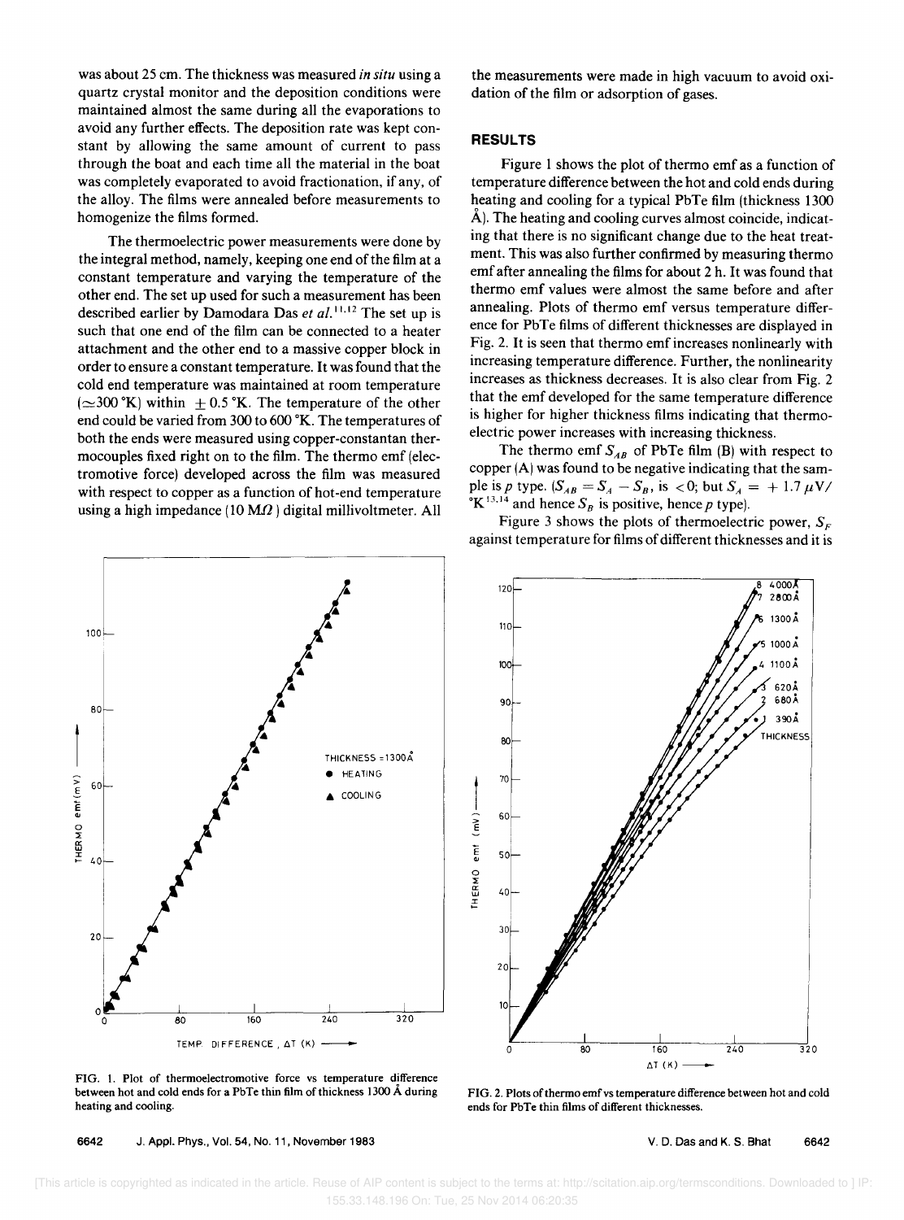was about 25 cm. The thickness was measured *in situ* using a quartz crystal monitor and the deposition conditions were maintained almost the same during all the evaporations to avoid any further effects. The deposition rate was kept constant by allowing the same amount of current to pass through the boat and each time all the material in the boat was completely evaporated to avoid fractionation, if any, of the alloy. The films were annealed before measurements to homogenize the films formed.

The thermoelectric power measurements were done by the integral method, namely, keeping one end of the film at a constant temperature and varying the temperature of the other end. The set up used for such a measurement has been described earlier by Damodara Das *et al.*[11,12] The set up is such that one end of the film can be connected to a heater attachment and the other end to a massive copper block in order to ensure a constant temperature. It was found that the cold end temperature was maintained at room temperature ($\simeq$300 °K) within $\pm$ 0.5 °K. The temperature of the other end could be varied from 300 to 600 °K. The temperatures of both the ends were measured using copper-constantan thermocouples fixed right on to the film. The thermo emf (electromotive force) developed across the film was measured with respect to copper as a function of hot-end temperature using a high impedance (10 M$\Omega$) digital millivoltmeter. All the measurements were made in high vacuum to avoid oxidation of the film or adsorption of gases.

## RESULTS

Figure 1 shows the plot of thermo emf as a function of temperature difference between the hot and cold ends during heating and cooling for a typical PbTe film (thickness 1300 Å). The heating and cooling curves almost coincide, indicating that there is no significant change due to the heat treatment. This was also further confirmed by measuring thermo emf after annealing the films for about 2 h. It was found that thermo emf values were almost the same before and after annealing. Plots of thermo emf versus temperature difference for PbTe films of different thicknesses are displayed in Fig. 2. It is seen that thermo emf increases nonlinearly with increasing temperature difference. Further, the nonlinearity increases as thickness decreases. It is also clear from Fig. 2 that the emf developed for the same temperature difference is higher for higher thickness films indicating that thermoelectric power increases with increasing thickness.

The thermo emf $S_{AB}$ of PbTe film (B) with respect to copper (A) was found to be negative indicating that the sample is *p* type. ($S_{AB} = S_A - S_B$, is $< 0$; but $S_A = +1.7\ \mu$V/°K[13,14] and hence $S_B$ is positive, hence *p* type).

Figure 3 shows the plots of thermoelectric power, $S_F$ against temperature for films of different thicknesses and it is

FIG. 1. Plot of thermoelectromotive force vs temperature difference between hot and cold ends for a PbTe thin film of thickness 1300 Å during heating and cooling.

FIG. 2. Plots of thermo emf vs temperature difference between hot and cold ends for PbTe thin films of different thicknesses.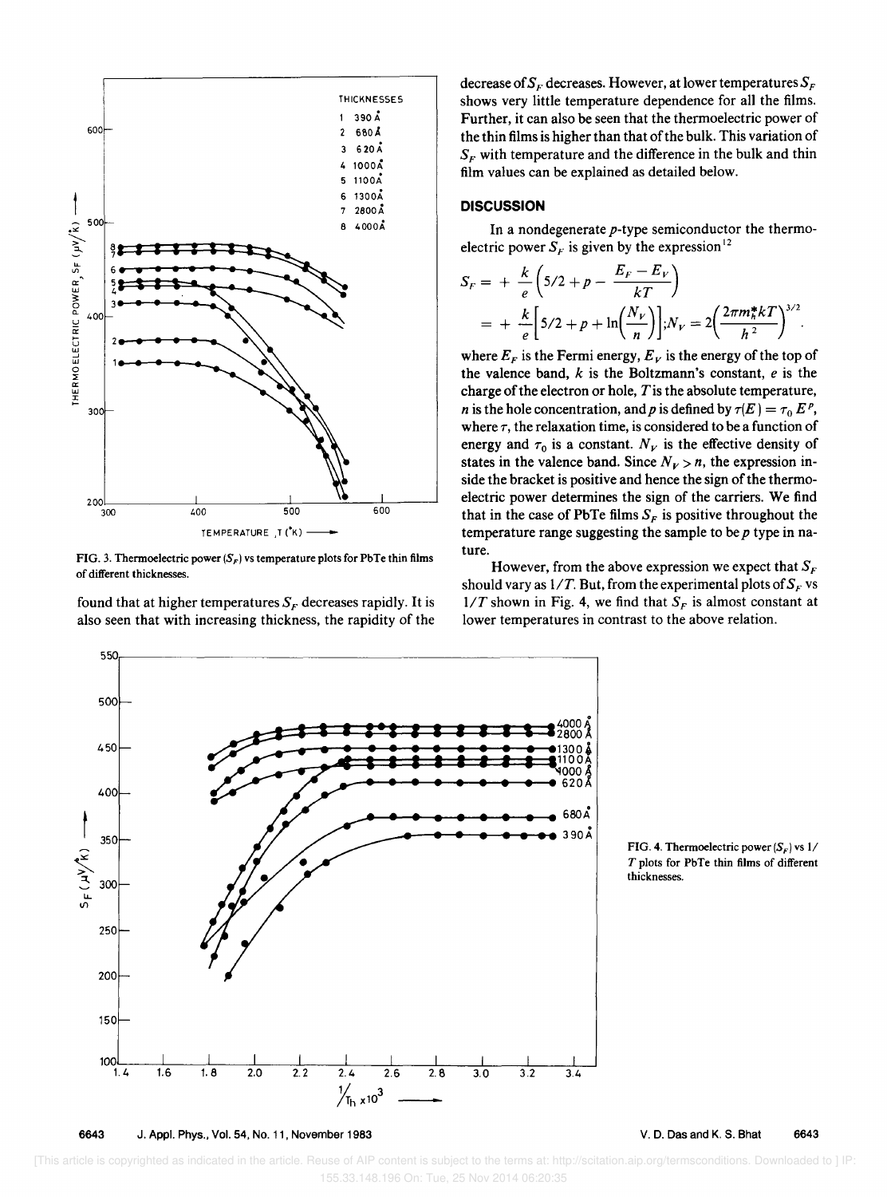FIG. 3. Thermoelectric power ($S_F$) vs temperature plots for PbTe thin films of different thicknesses.

found that at higher temperatures $S_F$ decreases rapidly. It is also seen that with increasing thickness, the rapidity of the decrease of $S_F$ decreases. However, at lower temperatures $S_F$ shows very little temperature dependence for all the films. Further, it can also be seen that the thermoelectric power of the thin films is higher than that of the bulk. This variation of $S_F$ with temperature and the difference in the bulk and thin film values can be explained as detailed below.

## DISCUSSION

In a nondegenerate $p$-type semiconductor the thermoelectric power $S_F$ is given by the expression[12]

$$S_F = + \frac{k}{e}\left(5/2 + p - \frac{E_F - E_V}{kT}\right)$$

$$= + \frac{k}{e}\left[5/2 + p + \ln\left(\frac{N_V}{n}\right)\right]; N_V = 2\left(\frac{2\pi m_h^* kT}{h^2}\right)^{3/2}.$$

where $E_F$ is the Fermi energy, $E_V$ is the energy of the top of the valence band, $k$ is the Boltzmann's constant, $e$ is the charge of the electron or hole, $T$ is the absolute temperature, $n$ is the hole concentration, and $p$ is defined by $\tau(E) = \tau_0 E^p$, where $\tau$, the relaxation time, is considered to be a function of energy and $\tau_0$ is a constant. $N_V$ is the effective density of states in the valence band. Since $N_V > n$, the expression inside the bracket is positive and hence the sign of the thermoelectric power determines the sign of the carriers. We find that in the case of PbTe films $S_F$ is positive throughout the temperature range suggesting the sample to be $p$ type in nature.

However, from the above expression we expect that $S_F$ should vary as $1/T$. But, from the experimental plots of $S_F$ vs $1/T$ shown in Fig. 4, we find that $S_F$ is almost constant at lower temperatures in contrast to the above relation.

FIG. 4. Thermoelectric power ($S_F$) vs $1/T$ plots for PbTe thin films of different thicknesses.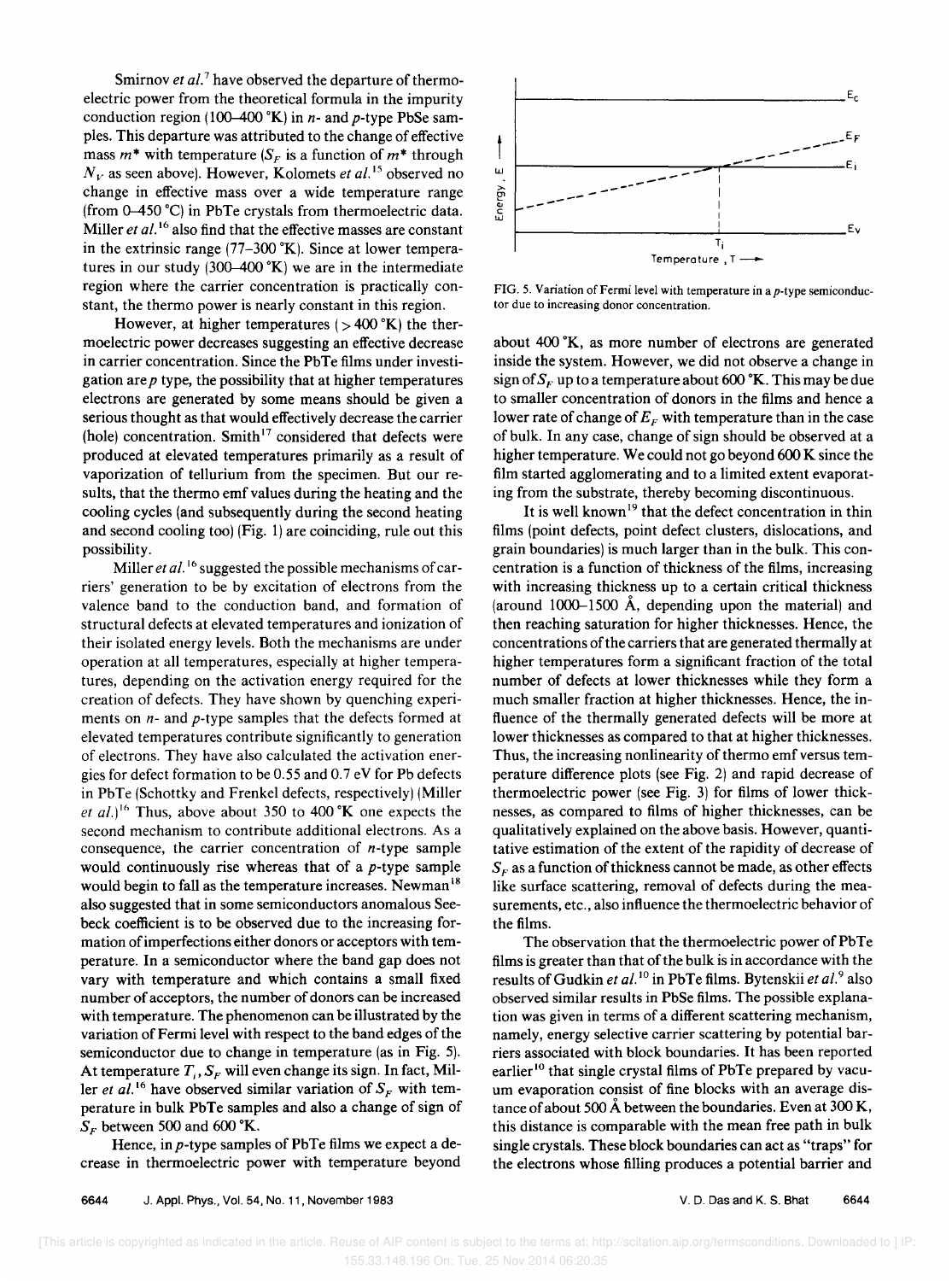Smirnov *et al.*[7] have observed the departure of thermoelectric power from the theoretical formula in the impurity conduction region (100–400 °K) in *n*- and *p*-type PbSe samples. This departure was attributed to the change of effective mass $m^*$ with temperature ($S_F$ is a function of $m^*$ through $N_V$ as seen above). However, Kolomets *et al.*[15] observed no change in effective mass over a wide temperature range (from 0–450 °C) in PbTe crystals from thermoelectric data. Miller *et al.*[16] also find that the effective masses are constant in the extrinsic range (77–300 °K). Since at lower temperatures in our study (300–400 °K) we are in the intermediate region where the carrier concentration is practically constant, the thermo power is nearly constant in this region.

However, at higher temperatures (> 400 °K) the thermoelectric power decreases suggesting an effective decrease in carrier concentration. Since the PbTe films under investigation are *p* type, the possibility that at higher temperatures electrons are generated by some means should be given a serious thought as that would effectively decrease the carrier (hole) concentration. Smith[17] considered that defects were produced at elevated temperatures primarily as a result of vaporization of tellurium from the specimen. But our results, that the thermo emf values during the heating and the cooling cycles (and subsequently during the second heating and second cooling too) (Fig. 1) are coinciding, rule out this possibility.

Miller *et al.*[16] suggested the possible mechanisms of carriers' generation to be by excitation of electrons from the valence band to the conduction band, and formation of structural defects at elevated temperatures and ionization of their isolated energy levels. Both the mechanisms are under operation at all temperatures, especially at higher temperatures, depending on the activation energy required for the creation of defects. They have shown by quenching experiments on *n*- and *p*-type samples that the defects formed at elevated temperatures contribute significantly to generation of electrons. They have also calculated the activation energies for defect formation to be 0.55 and 0.7 eV for Pb defects in PbTe (Schottky and Frenkel defects, respectively) (Miller *et al.*)[16] Thus, above about 350 to 400 °K one expects the second mechanism to contribute additional electrons. As a consequence, the carrier concentration of *n*-type sample would continuously rise whereas that of a *p*-type sample would begin to fall as the temperature increases. Newman[18] also suggested that in some semiconductors anomalous Seebeck coefficient is to be observed due to the increasing formation of imperfections either donors or acceptors with temperature. In a semiconductor where the band gap does not vary with temperature and which contains a small fixed number of acceptors, the number of donors can be increased with temperature. The phenomenon can be illustrated by the variation of Fermi level with respect to the band edges of the semiconductor due to change in temperature (as in Fig. 5). At temperature $T_i$, $S_F$ will even change its sign. In fact, Miller *et al.*[16] have observed similar variation of $S_F$ with temperature in bulk PbTe samples and also a change of sign of $S_F$ between 500 and 600 °K.

Hence, in *p*-type samples of PbTe films we expect a decrease in thermoelectric power with temperature beyond about 400 °K, as more number of electrons are generated inside the system. However, we did not observe a change in sign of $S_F$ up to a temperature about 600 °K. This may be due to smaller concentration of donors in the films and hence a lower rate of change of $E_F$ with temperature than in the case of bulk. In any case, change of sign should be observed at a higher temperature. We could not go beyond 600 K since the film started agglomerating and to a limited extent evaporating from the substrate, thereby becoming discontinuous.

FIG. 5. Variation of Fermi level with temperature in a *p*-type semiconductor due to increasing donor concentration.

It is well known[19] that the defect concentration in thin films (point defects, point defect clusters, dislocations, and grain boundaries) is much larger than in the bulk. This concentration is a function of thickness of the films, increasing with increasing thickness up to a certain critical thickness (around 1000–1500 Å, depending upon the material) and then reaching saturation for higher thicknesses. Hence, the concentrations of the carriers that are generated thermally at higher temperatures form a significant fraction of the total number of defects at lower thicknesses while they form a much smaller fraction at higher thicknesses. Hence, the influence of the thermally generated defects will be more at lower thicknesses as compared to that at higher thicknesses. Thus, the increasing nonlinearity of thermo emf versus temperature difference plots (see Fig. 2) and rapid decrease of thermoelectric power (see Fig. 3) for films of lower thicknesses, as compared to films of higher thicknesses, can be qualitatively explained on the above basis. However, quantitative estimation of the extent of the rapidity of decrease of $S_F$ as a function of thickness cannot be made, as other effects like surface scattering, removal of defects during the measurements, etc., also influence the thermoelectric behavior of the films.

The observation that the thermoelectric power of PbTe films is greater than that of the bulk is in accordance with the results of Gudkin *et al.*[10] in PbTe films. Bytenskii *et al.*[9] also observed similar results in PbSe films. The possible explanation was given in terms of a different scattering mechanism, namely, energy selective carrier scattering by potential barriers associated with block boundaries. It has been reported earlier[10] that single crystal films of PbTe prepared by vacuum evaporation consist of fine blocks with an average distance of about 500 Å between the boundaries. Even at 300 K, this distance is comparable with the mean free path in bulk single crystals. These block boundaries can act as "traps" for the electrons whose filling produces a potential barrier and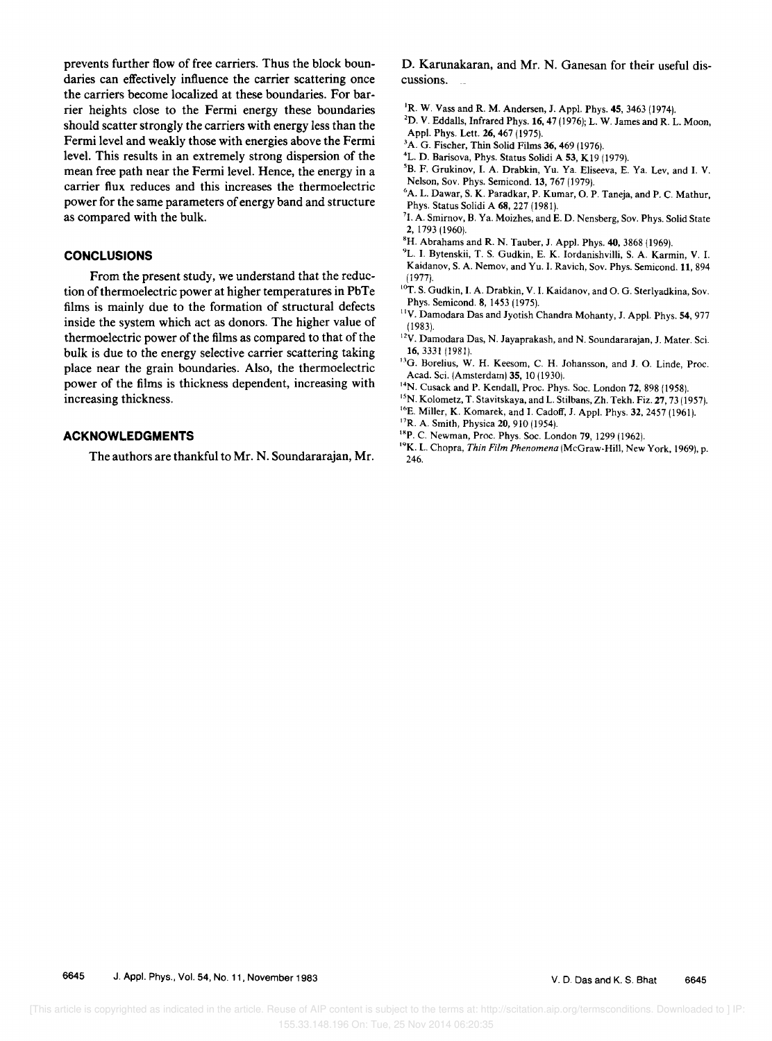prevents further flow of free carriers. Thus the block boundaries can effectively influence the carrier scattering once the carriers become localized at these boundaries. For barrier heights close to the Fermi energy these boundaries should scatter strongly the carriers with energy less than the Fermi level and weakly those with energies above the Fermi level. This results in an extremely strong dispersion of the mean free path near the Fermi level. Hence, the energy in a carrier flux reduces and this increases the thermoelectric power for the same parameters of energy band and structure as compared with the bulk.

## CONCLUSIONS

From the present study, we understand that the reduction of thermoelectric power at higher temperatures in PbTe films is mainly due to the formation of structural defects inside the system which act as donors. The higher value of thermoelectric power of the films as compared to that of the bulk is due to the energy selective carrier scattering taking place near the grain boundaries. Also, the thermoelectric power of the films is thickness dependent, increasing with increasing thickness.

## ACKNOWLEDGMENTS

The authors are thankful to Mr. N. Soundararajan, Mr. D. Karunakaran, and Mr. N. Ganesan for their useful discussions.

[1] R. W. Vass and R. M. Andersen, J. Appl. Phys. **45**, 3463 (1974).

[2] D. V. Eddalls, Infrared Phys. **16**, 47 (1976); L. W. James and R. L. Moon, Appl. Phys. Lett. **26**, 467 (1975).

[3] A. G. Fischer, Thin Solid Films **36**, 469 (1976).

[4] L. D. Barisova, Phys. Status Solidi A **53**, K19 (1979).

[5] B. F. Grukinov, I. A. Drabkin, Yu. Ya. Eliseeva, E. Ya. Lev, and I. V. Nelson, Sov. Phys. Semicond. **13**, 767 (1979).

[6] A. L. Dawar, S. K. Paradkar, P. Kumar, O. P. Taneja, and P. C. Mathur, Phys. Status Solidi A **68**, 227 (1981).

[7] I. A. Smirnov, B. Ya. Moizhes, and E. D. Nensberg, Sov. Phys. Solid State **2**, 1793 (1960).

[8] H. Abrahams and R. N. Tauber, J. Appl. Phys. **40**, 3868 (1969).

[9] L. I. Bytenskii, T. S. Gudkin, E. K. Iordanishvilli, S. A. Karmin, V. I. Kaidanov, S. A. Nemov, and Yu. I. Ravich, Sov. Phys. Semicond. **11**, 894 (1977).

[10] T. S. Gudkin, I. A. Drabkin, V. I. Kaidanov, and O. G. Sterlyadkina, Sov. Phys. Semicond. **8**, 1453 (1975).

[11] V. Damodara Das and Jyotish Chandra Mohanty, J. Appl. Phys. **54**, 977 (1983).

[12] V. Damodara Das, N. Jayaprakash, and N. Soundararajan, J. Mater. Sci. **16**, 3331 (1981).

[13] G. Borelius, W. H. Keesom, C. H. Johansson, and J. O. Linde, Proc. Acad. Sci. (Amsterdam) **35**, 10 (1930).

[14] N. Cusack and P. Kendall, Proc. Phys. Soc. London **72**, 898 (1958).

[15] N. Kolometz, T. Stavitskaya, and L. Stilbans, Zh. Tekh. Fiz. **27**, 73 (1957).

[16] E. Miller, K. Komarek, and I. Cadoff, J. Appl. Phys. **32**, 2457 (1961).

[17] R. A. Smith, Physica **20**, 910 (1954).

[18] P. C. Newman, Proc. Phys. Soc. London **79**, 1299 (1962).

[19] K. L. Chopra, *Thin Film Phenomena* (McGraw-Hill, New York, 1969), p. 246.